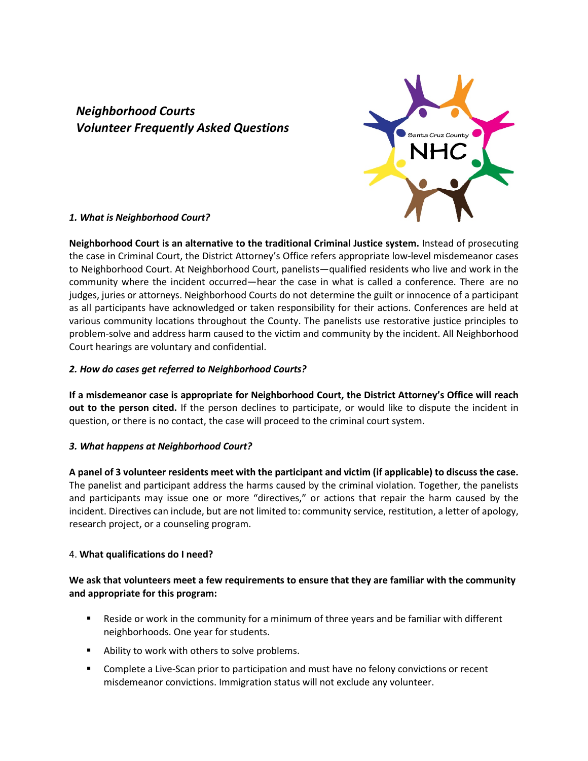# *Neighborhood Courts*
# *Volunteer Frequently Asked Questions*

### *1. What is Neighborhood Court?*

**Neighborhood Court is an alternative to the traditional Criminal Justice system.** Instead of prosecuting the case in Criminal Court, the District Attorney's Office refers appropriate low-level misdemeanor cases to Neighborhood Court. At Neighborhood Court, panelists—qualified residents who live and work in the community where the incident occurred—hear the case in what is called a conference. There are no judges, juries or attorneys. Neighborhood Courts do not determine the guilt or innocence of a participant as all participants have acknowledged or taken responsibility for their actions. Conferences are held at various community locations throughout the County. The panelists use restorative justice principles to problem-solve and address harm caused to the victim and community by the incident. All Neighborhood Court hearings are voluntary and confidential.

### *2. How do cases get referred to Neighborhood Courts?*

**If a misdemeanor case is appropriate for Neighborhood Court, the District Attorney's Office will reach out to the person cited.** If the person declines to participate, or would like to dispute the incident in question, or there is no contact, the case will proceed to the criminal court system.

### *3. What happens at Neighborhood Court?*

**A panel of 3 volunteer residents meet with the participant and victim (if applicable) to discuss the case.** The panelist and participant address the harms caused by the criminal violation. Together, the panelists and participants may issue one or more "directives," or actions that repair the harm caused by the incident. Directives can include, but are not limited to: community service, restitution, a letter of apology, research project, or a counseling program.

### 4. **What qualifications do I need?**

**We ask that volunteers meet a few requirements to ensure that they are familiar with the community and appropriate for this program:**

- Reside or work in the community for a minimum of three years and be familiar with different neighborhoods. One year for students.
- Ability to work with others to solve problems.
- Complete a Live-Scan prior to participation and must have no felony convictions or recent misdemeanor convictions. Immigration status will not exclude any volunteer.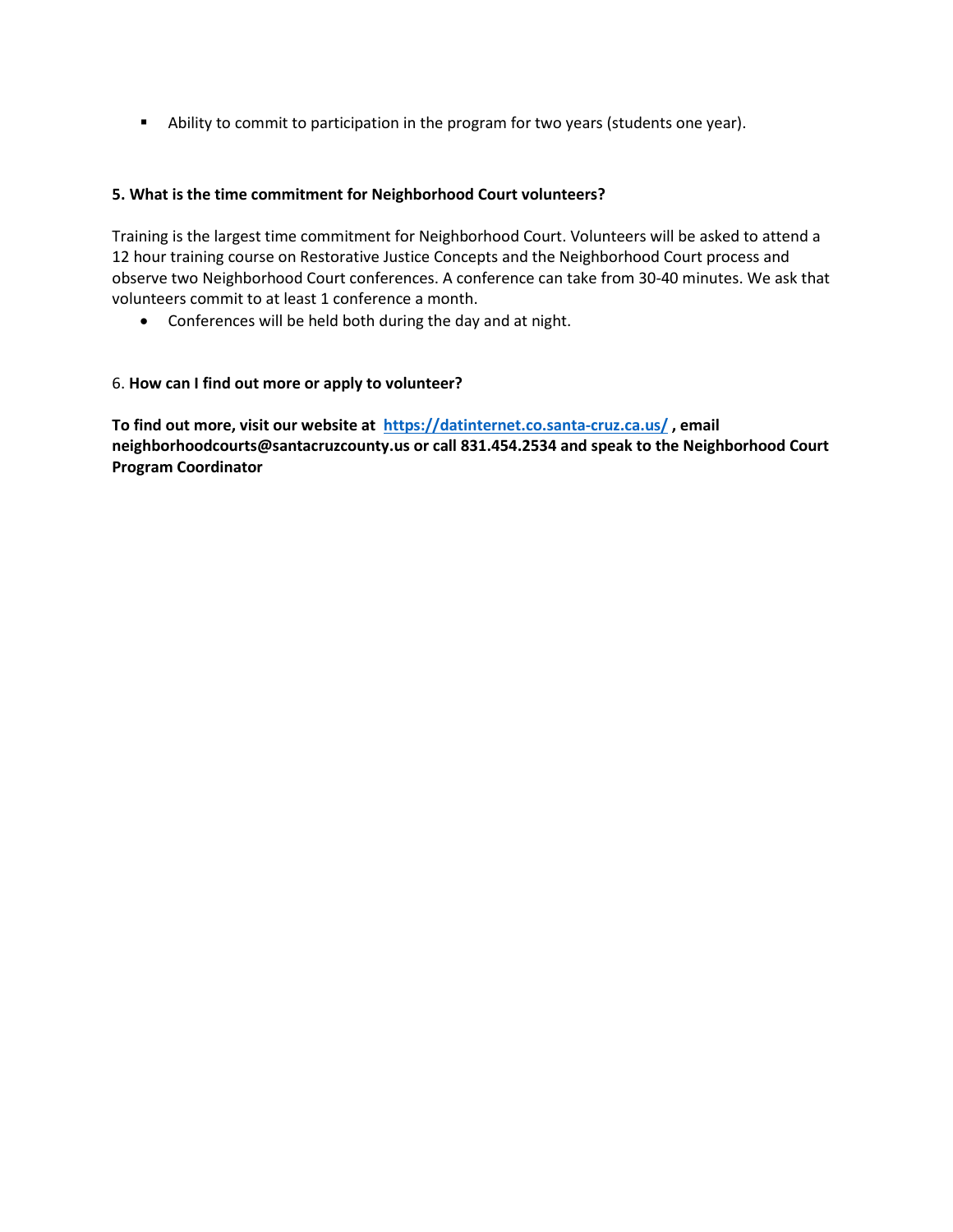- Ability to commit to participation in the program for two years (students one year).

**5. What is the time commitment for Neighborhood Court volunteers?**

Training is the largest time commitment for Neighborhood Court. Volunteers will be asked to attend a 12 hour training course on Restorative Justice Concepts and the Neighborhood Court process and observe two Neighborhood Court conferences. A conference can take from 30-40 minutes. We ask that volunteers commit to at least 1 conference a month.

- Conferences will be held both during the day and at night.

6. **How can I find out more or apply to volunteer?**

**To find out more, visit our website at [https://datinternet.co.santa-cruz.ca.us/](https://datinternet.co.santa-cruz.ca.us/) , email neighborhoodcourts@santacruzcounty.us or call 831.454.2534 and speak to the Neighborhood Court Program Coordinator**